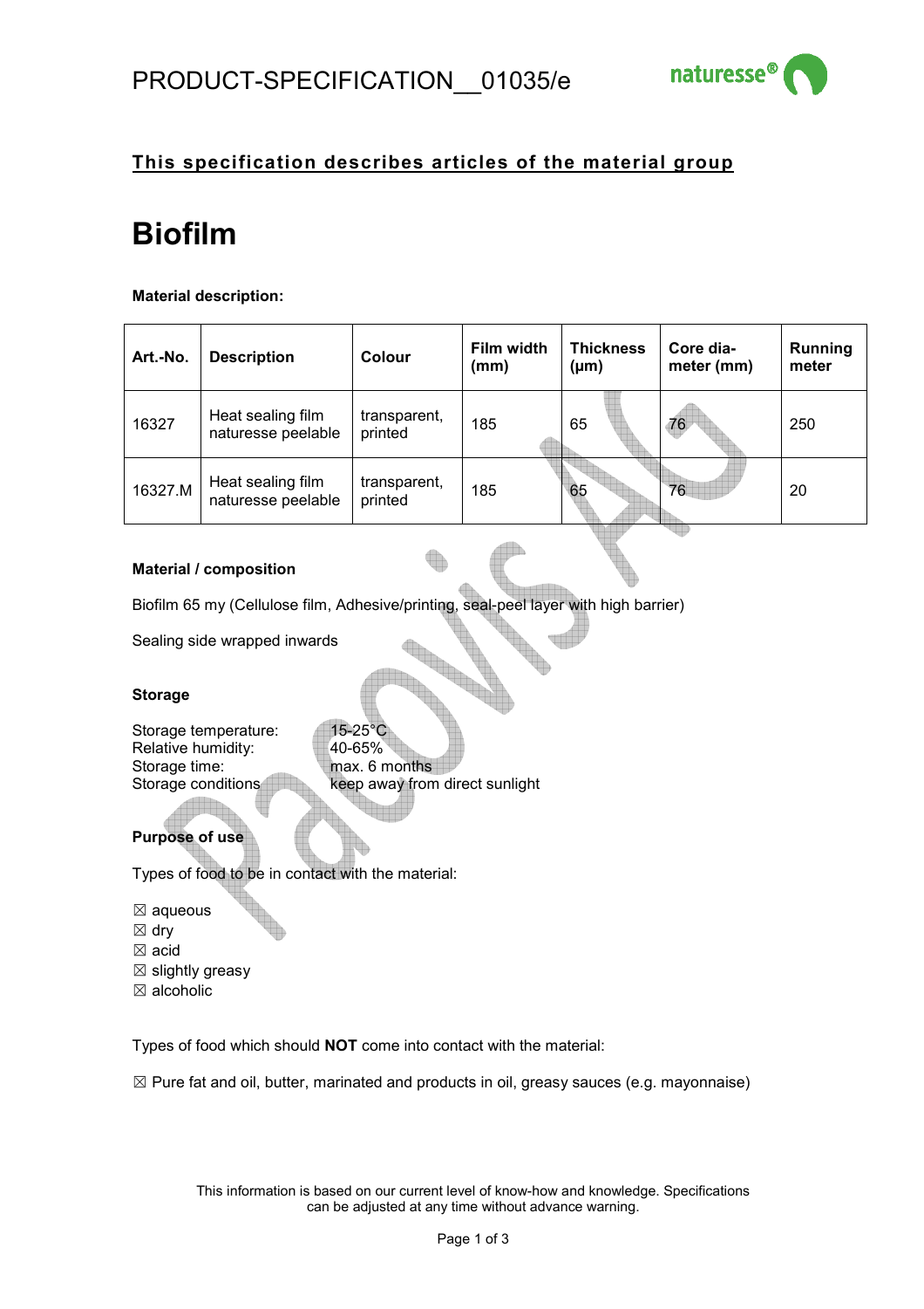# PRODUCT-SPECIFICATION__01035/e

## This specification describes articles of the material group

# Biofilm

**Material description:**

| Art.-No. | Description | Colour | Film width (mm) | Thickness (µm) | Core dia-meter (mm) | Running meter |
|---|---|---|---|---|---|---|
| 16327 | Heat sealing film naturesse peelable | transparent, printed | 185 | 65 | 76 | 250 |
| 16327.M | Heat sealing film naturesse peelable | transparent, printed | 185 | 65 | 76 | 20 |

### Material / composition

Biofilm 65 my (Cellulose film, Adhesive/printing, seal-peel layer with high barrier)

Sealing side wrapped inwards

### Storage

Storage temperature: 15-25°C
Relative humidity: 40-65%
Storage time: max. 6 months
Storage conditions keep away from direct sunlight

### Purpose of use

Types of food to be in contact with the material:

☒ aqueous
☒ dry
☒ acid
☒ slightly greasy
☒ alcoholic

Types of food which should **NOT** come into contact with the material:

☒ Pure fat and oil, butter, marinated and products in oil, greasy sauces (e.g. mayonnaise)

This information is based on our current level of know-how and knowledge. Specifications can be adjusted at any time without advance warning.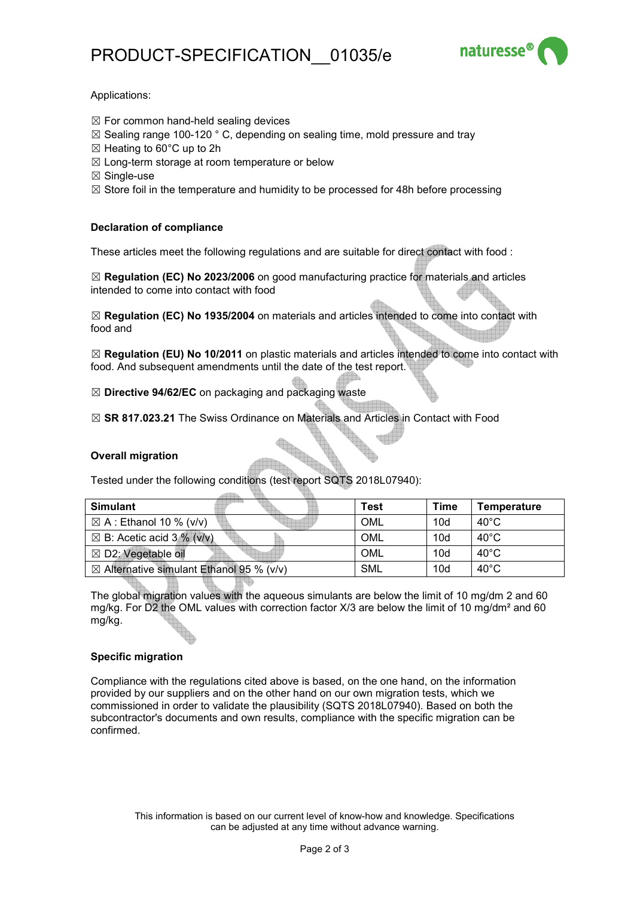# PRODUCT-SPECIFICATION__01035/e

Applications:

- ☒ For common hand-held sealing devices
- ☒ Sealing range 100-120 ° C, depending on sealing time, mold pressure and tray
- ☒ Heating to 60°C up to 2h
- ☒ Long-term storage at room temperature or below
- ☒ Single-use
- ☒ Store foil in the temperature and humidity to be processed for 48h before processing

**Declaration of compliance**

These articles meet the following regulations and are suitable for direct contact with food :

☒ **Regulation (EC) No 2023/2006** on good manufacturing practice for materials and articles intended to come into contact with food

☒ **Regulation (EC) No 1935/2004** on materials and articles intended to come into contact with food and

☒ **Regulation (EU) No 10/2011** on plastic materials and articles intended to come into contact with food. And subsequent amendments until the date of the test report.

☒ **Directive 94/62/EC** on packaging and packaging waste

☒ **SR 817.023.21** The Swiss Ordinance on Materials and Articles in Contact with Food

**Overall migration**

Tested under the following conditions (test report SQTS 2018L07940):

| Simulant | Test | Time | Temperature |
|---|---|---|---|
| ☒ A : Ethanol 10 % (v/v) | OML | 10d | 40°C |
| ☒ B: Acetic acid 3 % (v/v) | OML | 10d | 40°C |
| ☒ D2: Vegetable oil | OML | 10d | 40°C |
| ☒ Alternative simulant Ethanol 95 % (v/v) | SML | 10d | 40°C |

The global migration values with the aqueous simulants are below the limit of 10 mg/dm 2 and 60 mg/kg. For D2 the OML values with correction factor X/3 are below the limit of 10 mg/dm² and 60 mg/kg.

**Specific migration**

Compliance with the regulations cited above is based, on the one hand, on the information provided by our suppliers and on the other hand on our own migration tests, which we commissioned in order to validate the plausibility (SQTS 2018L07940). Based on both the subcontractor's documents and own results, compliance with the specific migration can be confirmed.

This information is based on our current level of know-how and knowledge. Specifications can be adjusted at any time without advance warning.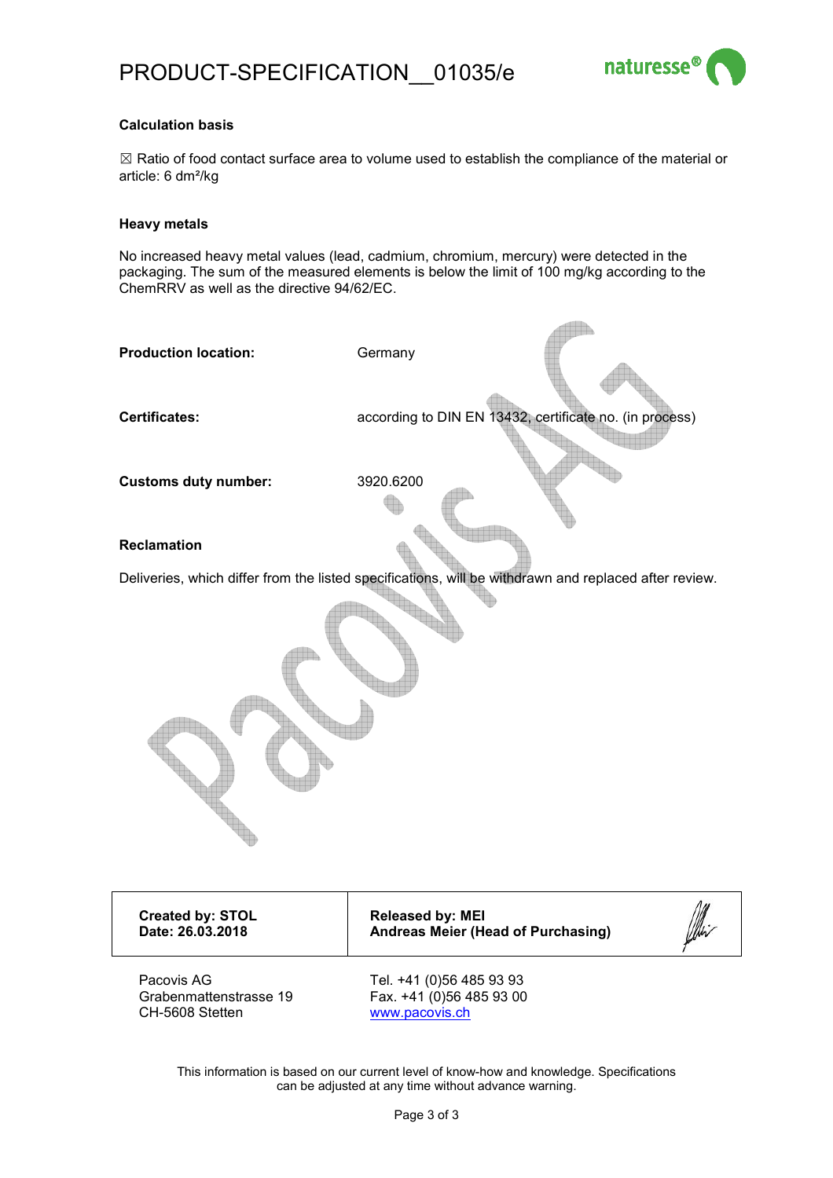**Calculation basis**

☒ Ratio of food contact surface area to volume used to establish the compliance of the material or article: 6 dm²/kg

**Heavy metals**

No increased heavy metal values (lead, cadmium, chromium, mercury) were detected in the packaging. The sum of the measured elements is below the limit of 100 mg/kg according to the ChemRRV as well as the directive 94/62/EC.

| | |
|---|---|
| **Production location:** | Germany |
| **Certificates:** | according to DIN EN 13432, certificate no. (in process) |
| **Customs duty number:** | 3920.6200 |

**Reclamation**

Deliveries, which differ from the listed specifications, will be withdrawn and replaced after review.

| | |
|---|---|
| **Created by: STOL**<br>**Date: 26.03.2018** | **Released by: MEI**<br>**Andreas Meier (Head of Purchasing)** |

Pacovis AG
Grabenmattenstrasse 19
CH-5608 Stetten

Tel. +41 (0)56 485 93 93
Fax. +41 (0)56 485 93 00
www.pacovis.ch

This information is based on our current level of know-how and knowledge. Specifications can be adjusted at any time without advance warning.